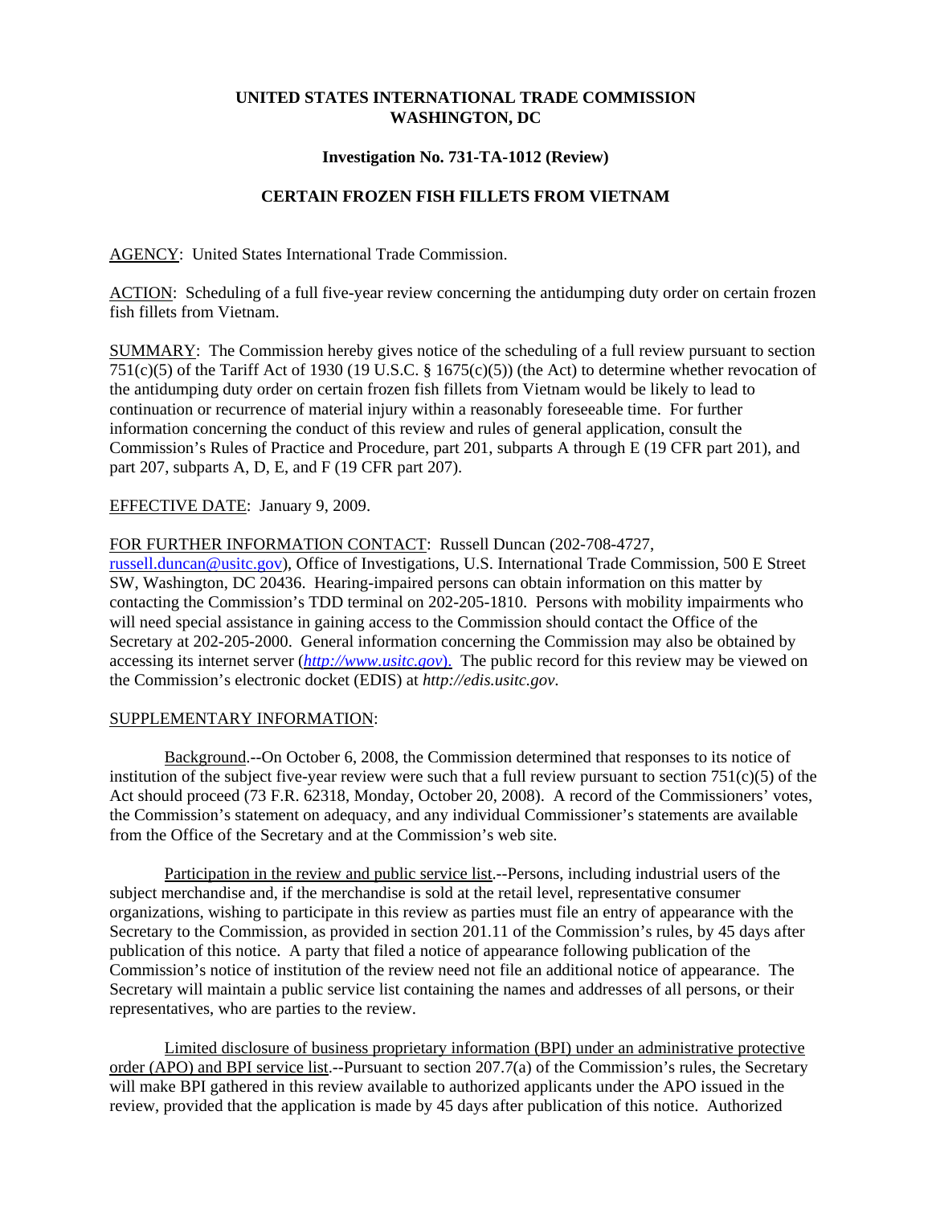**UNITED STATES INTERNATIONAL TRADE COMMISSION**
**WASHINGTON, DC**

**Investigation No. 731-TA-1012 (Review)**

**CERTAIN FROZEN FISH FILLETS FROM VIETNAM**

AGENCY: United States International Trade Commission.

ACTION: Scheduling of a full five-year review concerning the antidumping duty order on certain frozen fish fillets from Vietnam.

SUMMARY: The Commission hereby gives notice of the scheduling of a full review pursuant to section 751(c)(5) of the Tariff Act of 1930 (19 U.S.C. § 1675(c)(5)) (the Act) to determine whether revocation of the antidumping duty order on certain frozen fish fillets from Vietnam would be likely to lead to continuation or recurrence of material injury within a reasonably foreseeable time. For further information concerning the conduct of this review and rules of general application, consult the Commission's Rules of Practice and Procedure, part 201, subparts A through E (19 CFR part 201), and part 207, subparts A, D, E, and F (19 CFR part 207).

EFFECTIVE DATE: January 9, 2009.

FOR FURTHER INFORMATION CONTACT: Russell Duncan (202-708-4727, russell.duncan@usitc.gov), Office of Investigations, U.S. International Trade Commission, 500 E Street SW, Washington, DC 20436. Hearing-impaired persons can obtain information on this matter by contacting the Commission's TDD terminal on 202-205-1810. Persons with mobility impairments who will need special assistance in gaining access to the Commission should contact the Office of the Secretary at 202-205-2000. General information concerning the Commission may also be obtained by accessing its internet server (*http://www.usitc.gov*). The public record for this review may be viewed on the Commission's electronic docket (EDIS) at *http://edis.usitc.gov*.

SUPPLEMENTARY INFORMATION:

Background.--On October 6, 2008, the Commission determined that responses to its notice of institution of the subject five-year review were such that a full review pursuant to section 751(c)(5) of the Act should proceed (73 F.R. 62318, Monday, October 20, 2008). A record of the Commissioners' votes, the Commission's statement on adequacy, and any individual Commissioner's statements are available from the Office of the Secretary and at the Commission's web site.

Participation in the review and public service list.--Persons, including industrial users of the subject merchandise and, if the merchandise is sold at the retail level, representative consumer organizations, wishing to participate in this review as parties must file an entry of appearance with the Secretary to the Commission, as provided in section 201.11 of the Commission's rules, by 45 days after publication of this notice. A party that filed a notice of appearance following publication of the Commission's notice of institution of the review need not file an additional notice of appearance. The Secretary will maintain a public service list containing the names and addresses of all persons, or their representatives, who are parties to the review.

Limited disclosure of business proprietary information (BPI) under an administrative protective order (APO) and BPI service list.--Pursuant to section 207.7(a) of the Commission's rules, the Secretary will make BPI gathered in this review available to authorized applicants under the APO issued in the review, provided that the application is made by 45 days after publication of this notice. Authorized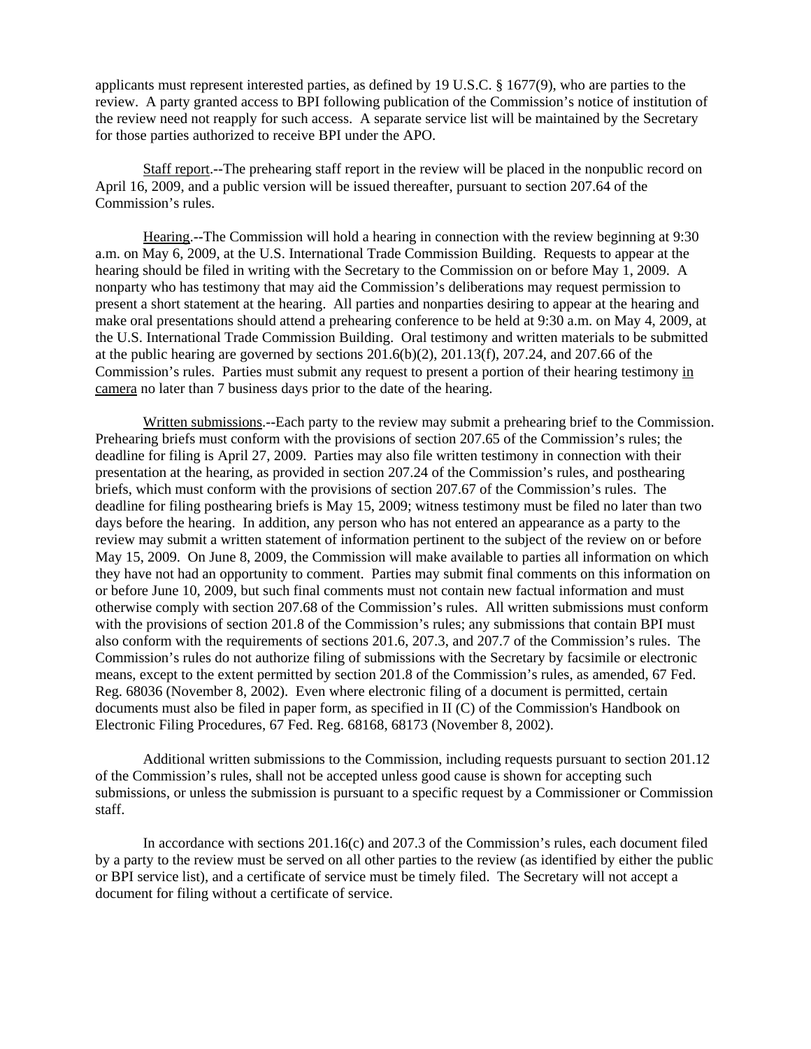applicants must represent interested parties, as defined by 19 U.S.C. § 1677(9), who are parties to the review. A party granted access to BPI following publication of the Commission's notice of institution of the review need not reapply for such access. A separate service list will be maintained by the Secretary for those parties authorized to receive BPI under the APO.

Staff report.--The prehearing staff report in the review will be placed in the nonpublic record on April 16, 2009, and a public version will be issued thereafter, pursuant to section 207.64 of the Commission's rules.

Hearing.--The Commission will hold a hearing in connection with the review beginning at 9:30 a.m. on May 6, 2009, at the U.S. International Trade Commission Building. Requests to appear at the hearing should be filed in writing with the Secretary to the Commission on or before May 1, 2009. A nonparty who has testimony that may aid the Commission's deliberations may request permission to present a short statement at the hearing. All parties and nonparties desiring to appear at the hearing and make oral presentations should attend a prehearing conference to be held at 9:30 a.m. on May 4, 2009, at the U.S. International Trade Commission Building. Oral testimony and written materials to be submitted at the public hearing are governed by sections 201.6(b)(2), 201.13(f), 207.24, and 207.66 of the Commission's rules. Parties must submit any request to present a portion of their hearing testimony in camera no later than 7 business days prior to the date of the hearing.

Written submissions.--Each party to the review may submit a prehearing brief to the Commission. Prehearing briefs must conform with the provisions of section 207.65 of the Commission's rules; the deadline for filing is April 27, 2009. Parties may also file written testimony in connection with their presentation at the hearing, as provided in section 207.24 of the Commission's rules, and posthearing briefs, which must conform with the provisions of section 207.67 of the Commission's rules. The deadline for filing posthearing briefs is May 15, 2009; witness testimony must be filed no later than two days before the hearing. In addition, any person who has not entered an appearance as a party to the review may submit a written statement of information pertinent to the subject of the review on or before May 15, 2009. On June 8, 2009, the Commission will make available to parties all information on which they have not had an opportunity to comment. Parties may submit final comments on this information on or before June 10, 2009, but such final comments must not contain new factual information and must otherwise comply with section 207.68 of the Commission's rules. All written submissions must conform with the provisions of section 201.8 of the Commission's rules; any submissions that contain BPI must also conform with the requirements of sections 201.6, 207.3, and 207.7 of the Commission's rules. The Commission's rules do not authorize filing of submissions with the Secretary by facsimile or electronic means, except to the extent permitted by section 201.8 of the Commission's rules, as amended, 67 Fed. Reg. 68036 (November 8, 2002). Even where electronic filing of a document is permitted, certain documents must also be filed in paper form, as specified in II (C) of the Commission's Handbook on Electronic Filing Procedures, 67 Fed. Reg. 68168, 68173 (November 8, 2002).

Additional written submissions to the Commission, including requests pursuant to section 201.12 of the Commission's rules, shall not be accepted unless good cause is shown for accepting such submissions, or unless the submission is pursuant to a specific request by a Commissioner or Commission staff.

In accordance with sections 201.16(c) and 207.3 of the Commission's rules, each document filed by a party to the review must be served on all other parties to the review (as identified by either the public or BPI service list), and a certificate of service must be timely filed. The Secretary will not accept a document for filing without a certificate of service.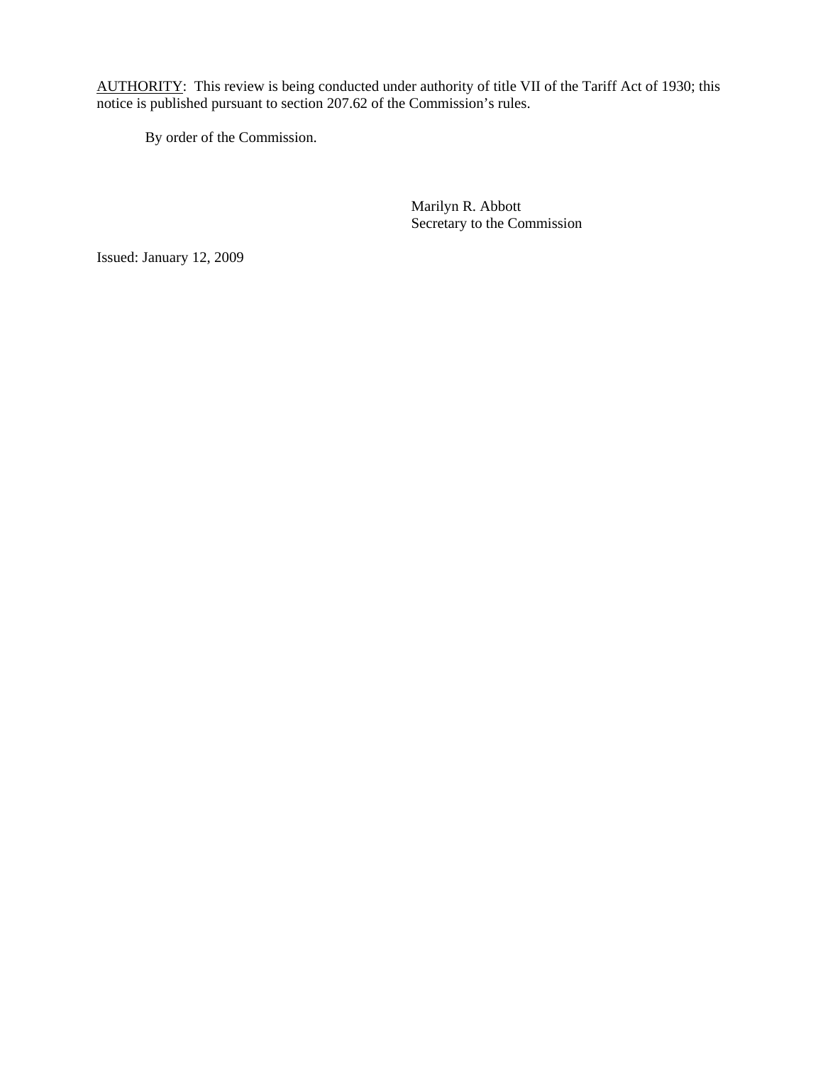<u>AUTHORITY</u>: This review is being conducted under authority of title VII of the Tariff Act of 1930; this notice is published pursuant to section 207.62 of the Commission's rules.

By order of the Commission.

Marilyn R. Abbott
Secretary to the Commission

Issued: January 12, 2009